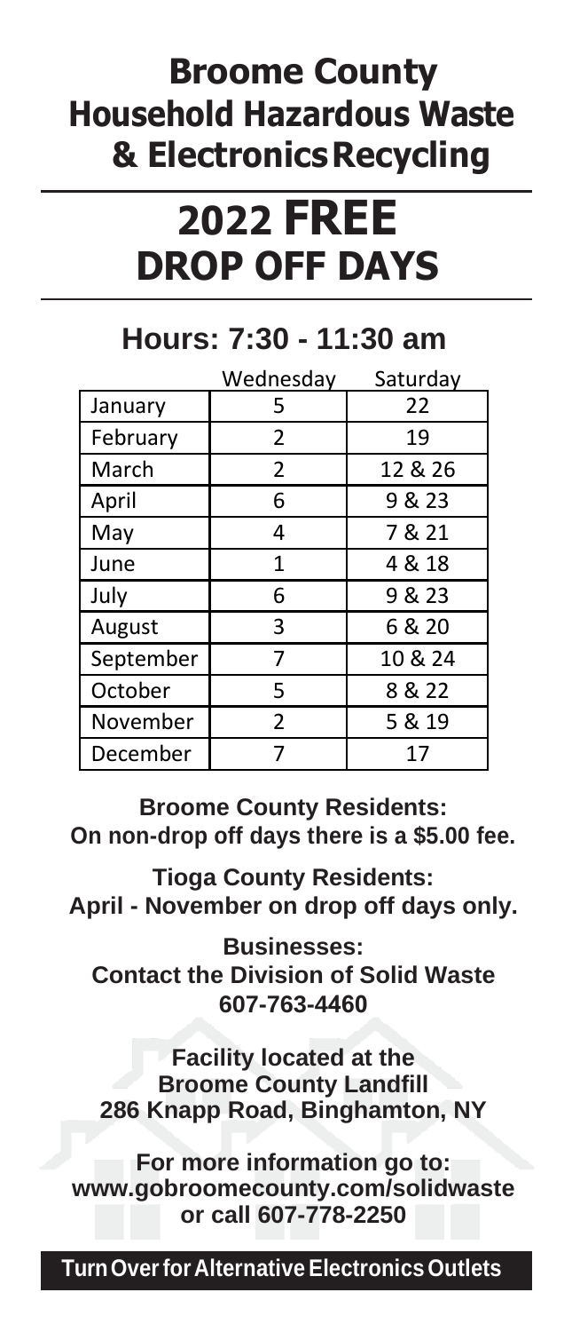# Broome County Household Hazardous Waste & Electronics Recycling

# 2022 FREE DROP OFF DAYS

## Hours: 7:30 - 11:30 am

| | Wednesday | Saturday |
|---|---|---|
| January | 5 | 22 |
| February | 2 | 19 |
| March | 2 | 12 & 26 |
| April | 6 | 9 & 23 |
| May | 4 | 7 & 21 |
| June | 1 | 4 & 18 |
| July | 6 | 9 & 23 |
| August | 3 | 6 & 20 |
| September | 7 | 10 & 24 |
| October | 5 | 8 & 22 |
| November | 2 | 5 & 19 |
| December | 7 | 17 |

**Broome County Residents:**
**On non-drop off days there is a $5.00 fee.**

**Tioga County Residents:**
**April - November on drop off days only.**

**Businesses:**
**Contact the Division of Solid Waste**
**607-763-4460**

**Facility located at the**
**Broome County Landfill**
**286 Knapp Road, Binghamton, NY**

**For more information go to:**
**www.gobroomecounty.com/solidwaste**
**or call 607-778-2250**

**Turn Over for Alternative Electronics Outlets**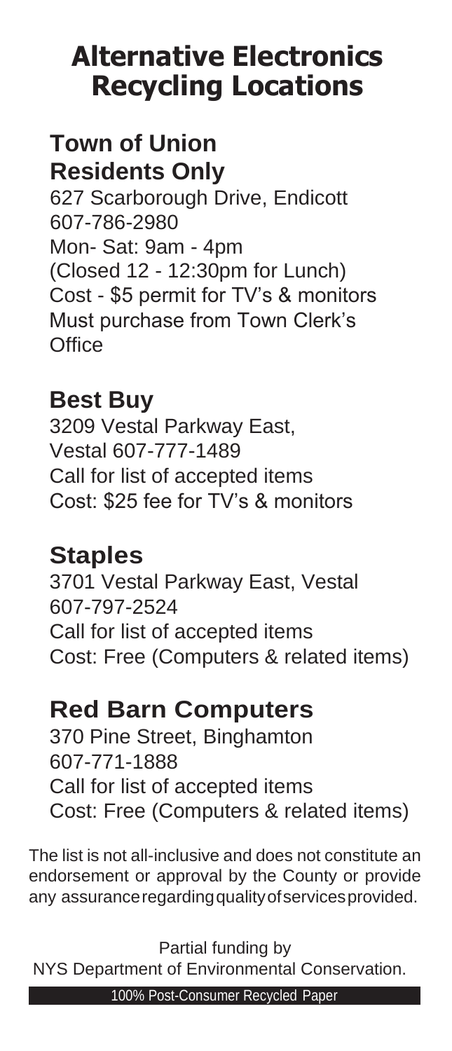# Alternative Electronics Recycling Locations

## Town of Union Residents Only

627 Scarborough Drive, Endicott
607-786-2980
Mon- Sat: 9am - 4pm
(Closed 12 - 12:30pm for Lunch)
Cost - $5 permit for TV's & monitors
Must purchase from Town Clerk's Office

## Best Buy

3209 Vestal Parkway East,
Vestal 607-777-1489
Call for list of accepted items
Cost: $25 fee for TV's & monitors

## Staples

3701 Vestal Parkway East, Vestal
607-797-2524
Call for list of accepted items
Cost: Free (Computers & related items)

## Red Barn Computers

370 Pine Street, Binghamton
607-771-1888
Call for list of accepted items
Cost: Free (Computers & related items)

The list is not all-inclusive and does not constitute an endorsement or approval by the County or provide any assurance regarding quality of services provided.

Partial funding by
NYS Department of Environmental Conservation.

100% Post-Consumer Recycled Paper